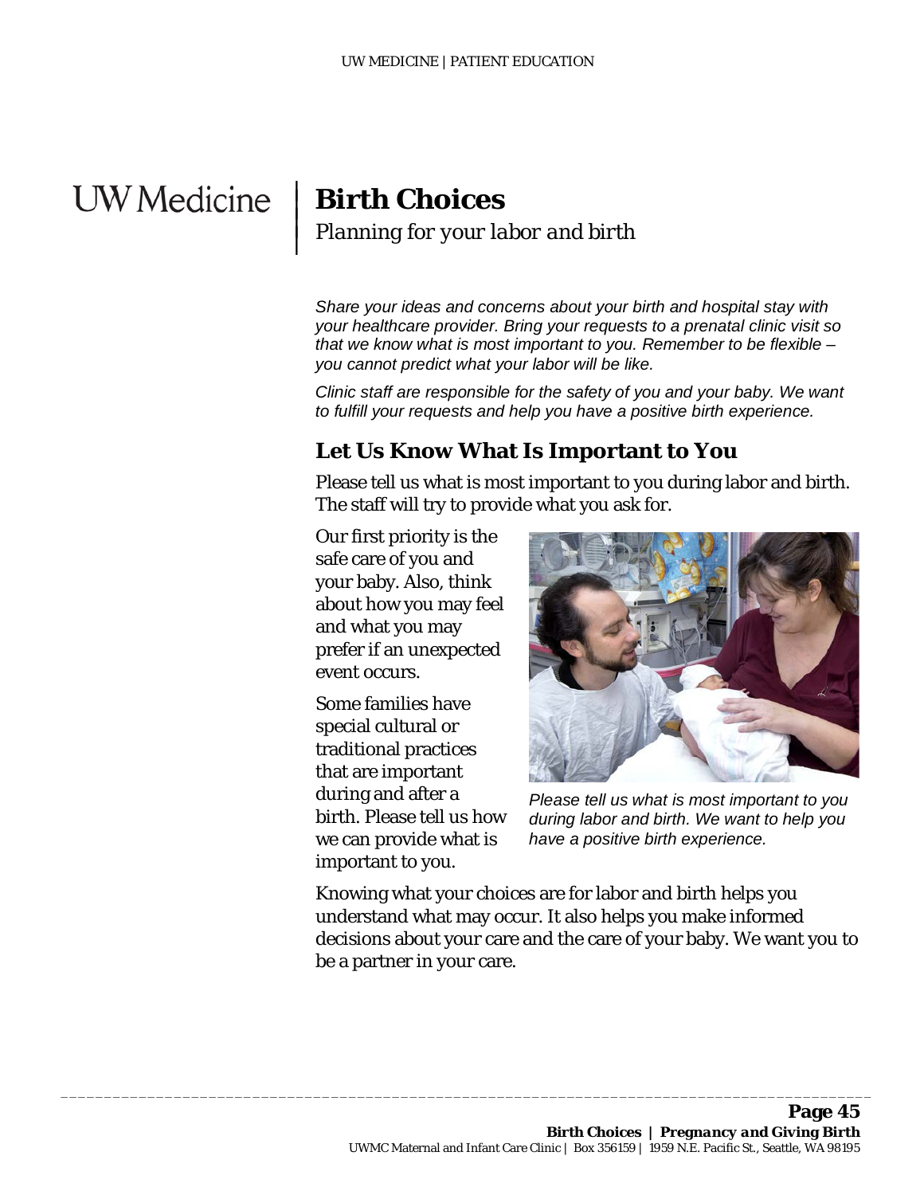# Birth Choices

*Planning for your labor and birth*

*Share your ideas and concerns about your birth and hospital stay with your healthcare provider. Bring your requests to a prenatal clinic visit so that we know what is most important to you. Remember to be flexible – you cannot predict what your labor will be like.*

*Clinic staff are responsible for the safety of you and your baby. We want to fulfill your requests and help you have a positive birth experience.*

## Let Us Know What Is Important to You

Please tell us what is most important to you during labor and birth. The staff will try to provide what you ask for.

Our first priority is the safe care of you and your baby. Also, think about how you may feel and what you may prefer if an unexpected event occurs.

Some families have special cultural or traditional practices that are important during and after a birth. Please tell us how we can provide what is important to you.

*Please tell us what is most important to you during labor and birth. We want to help you have a positive birth experience.*

Knowing what your choices are for labor and birth helps you understand what may occur. It also helps you make informed decisions about your care and the care of your baby. We want you to be a partner in your care.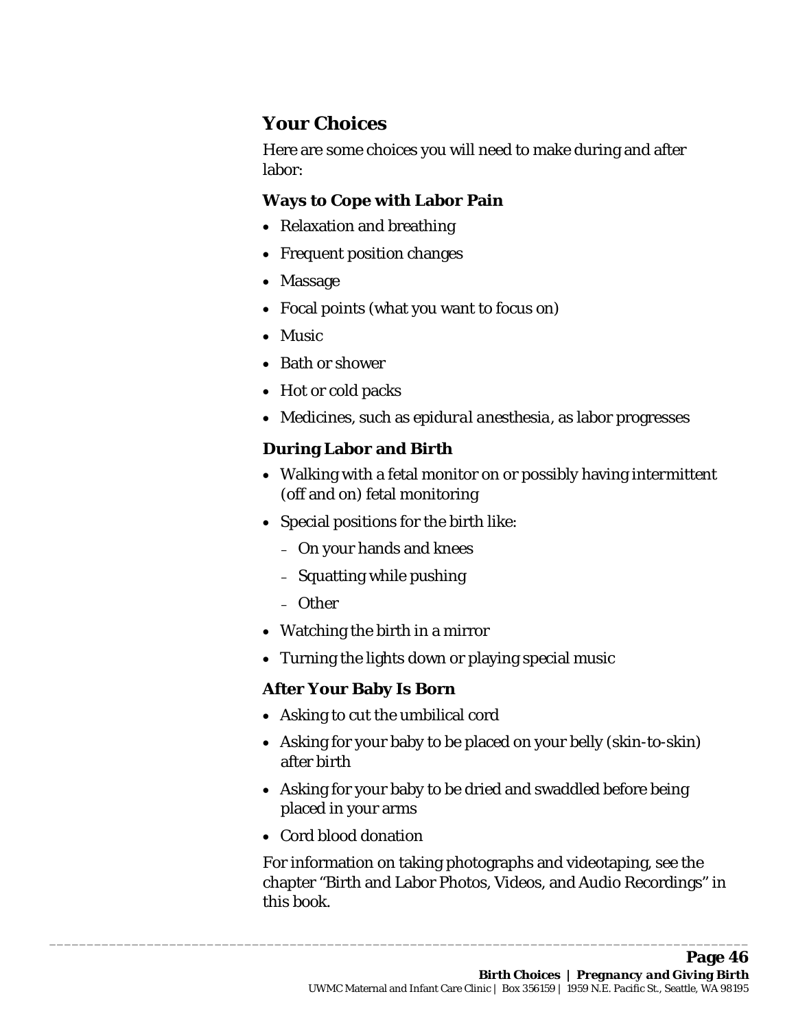## Your Choices

Here are some choices you will need to make during and after labor:

### Ways to Cope with Labor Pain

- Relaxation and breathing
- Frequent position changes
- Massage
- Focal points (what you want to focus on)
- Music
- Bath or shower
- Hot or cold packs
- Medicines, such as *epidural anesthesia*, as labor progresses

### During Labor and Birth

- Walking with a fetal monitor on or possibly having intermittent (off and on) fetal monitoring
- Special positions for the birth like:
  - On your hands and knees
  - Squatting while pushing
  - Other
- Watching the birth in a mirror
- Turning the lights down or playing special music

### After Your Baby Is Born

- Asking to cut the umbilical cord
- Asking for your baby to be placed on your belly (skin-to-skin) after birth
- Asking for your baby to be dried and swaddled before being placed in your arms
- Cord blood donation

For information on taking photographs and videotaping, see the chapter "Birth and Labor Photos, Videos, and Audio Recordings" in this book.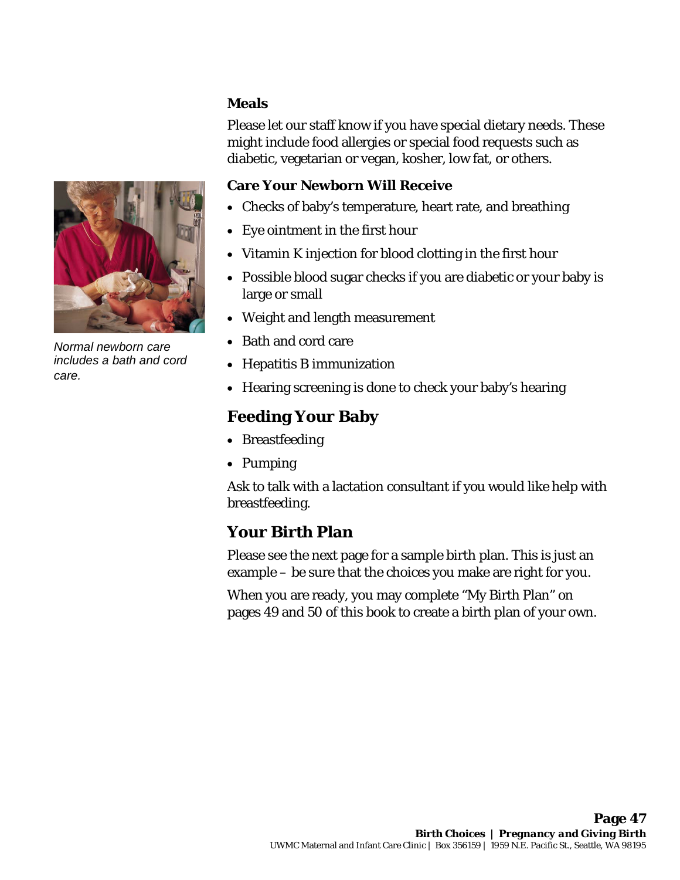### Meals

Please let our staff know if you have special dietary needs. These might include food allergies or special food requests such as diabetic, vegetarian or vegan, kosher, low fat, or others.

### Care Your Newborn Will Receive

- Checks of baby's temperature, heart rate, and breathing
- Eye ointment in the first hour
- Vitamin K injection for blood clotting in the first hour
- Possible blood sugar checks if you are diabetic or your baby is large or small
- Weight and length measurement
- Bath and cord care
- Hepatitis B immunization
- Hearing screening is done to check your baby's hearing

*Normal newborn care includes a bath and cord care.*

## Feeding Your Baby

- Breastfeeding
- Pumping

Ask to talk with a lactation consultant if you would like help with breastfeeding.

## Your Birth Plan

Please see the next page for a sample birth plan. This is just an example – be sure that the choices you make are right for you.

When you are ready, you may complete "My Birth Plan" on pages 49 and 50 of this book to create a birth plan of your own.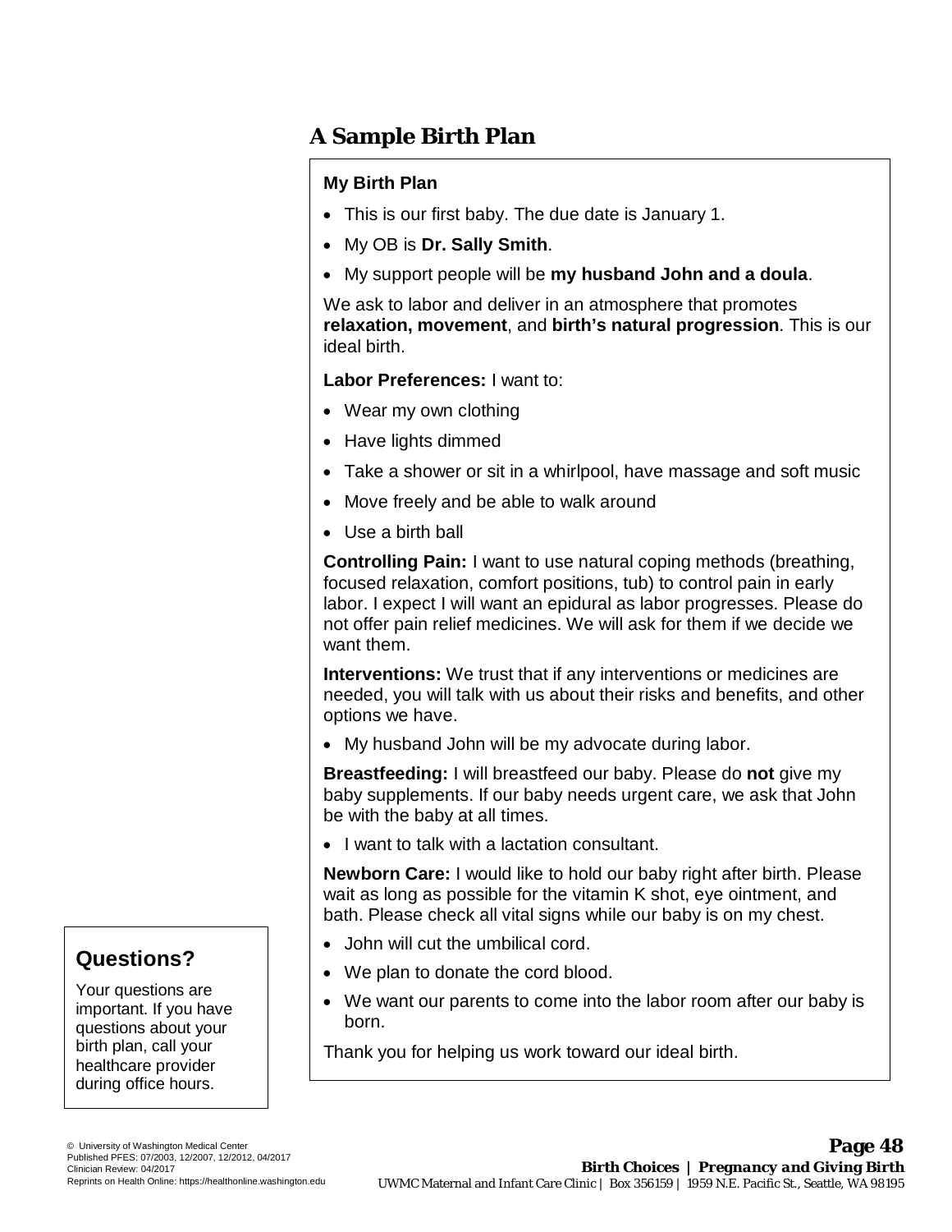## A Sample Birth Plan

**My Birth Plan**

- This is our first baby. The due date is January 1.
- My OB is **Dr. Sally Smith**.
- My support people will be **my husband John and a doula**.

We ask to labor and deliver in an atmosphere that promotes **relaxation, movement**, and **birth's natural progression**. This is our ideal birth.

**Labor Preferences:** I want to:

- Wear my own clothing
- Have lights dimmed
- Take a shower or sit in a whirlpool, have massage and soft music
- Move freely and be able to walk around
- Use a birth ball

**Controlling Pain:** I want to use natural coping methods (breathing, focused relaxation, comfort positions, tub) to control pain in early labor. I expect I will want an epidural as labor progresses. Please do not offer pain relief medicines. We will ask for them if we decide we want them.

**Interventions:** We trust that if any interventions or medicines are needed, you will talk with us about their risks and benefits, and other options we have.

- My husband John will be my advocate during labor.

**Breastfeeding:** I will breastfeed our baby. Please do **not** give my baby supplements. If our baby needs urgent care, we ask that John be with the baby at all times.

- I want to talk with a lactation consultant.

**Newborn Care:** I would like to hold our baby right after birth. Please wait as long as possible for the vitamin K shot, eye ointment, and bath. Please check all vital signs while our baby is on my chest.

- John will cut the umbilical cord.
- We plan to donate the cord blood.
- We want our parents to come into the labor room after our baby is born.

Thank you for helping us work toward our ideal birth.

### Questions?

Your questions are important. If you have questions about your birth plan, call your healthcare provider during office hours.

© University of Washington Medical Center
Published PFES: 07/2003, 12/2007, 12/2012, 04/2017
Clinician Review: 04/2017
Reprints on Health Online: https://healthonline.washington.edu